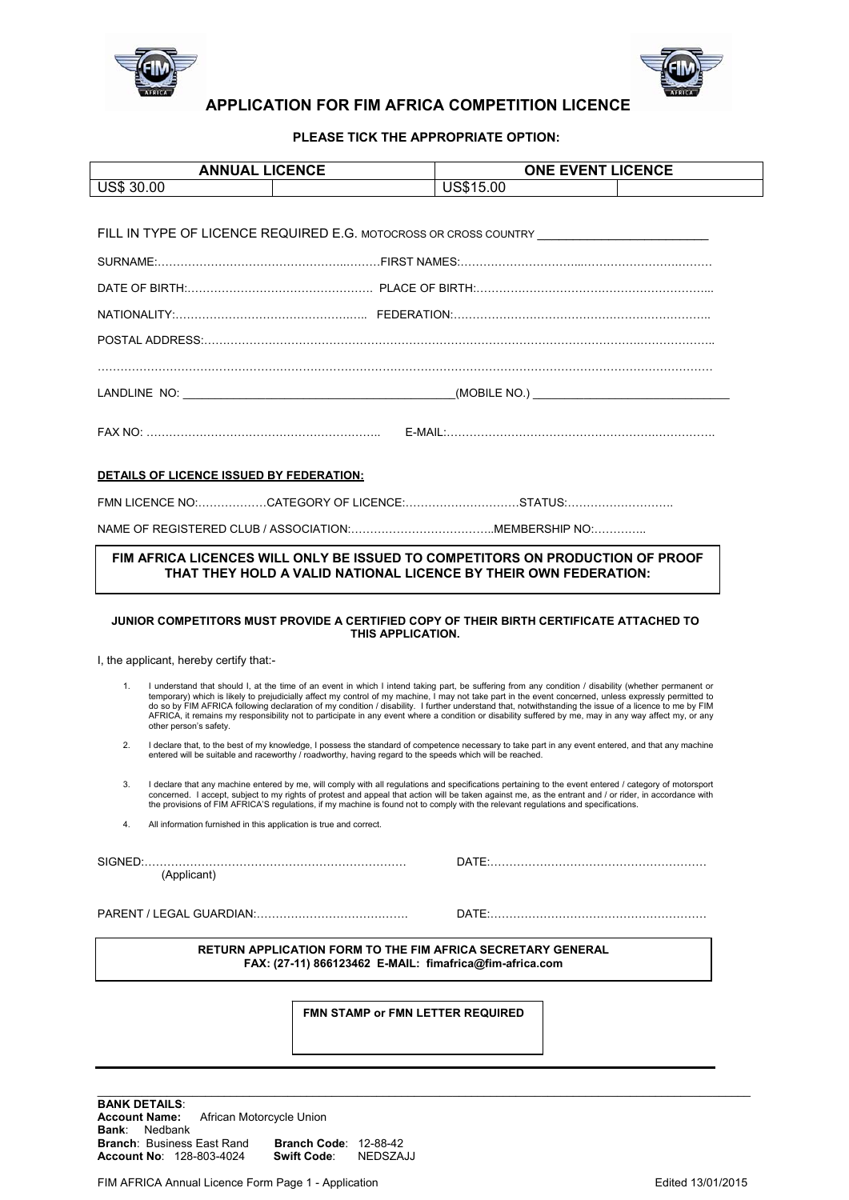# APPLICATION FOR FIM AFRICA COMPETITION LICENCE

**PLEASE TICK THE APPROPRIATE OPTION:**

| ANNUAL LICENCE | | ONE EVENT LICENCE | |
|---|---|---|---|
| US$ 30.00 | | US$15.00 | |

FILL IN TYPE OF LICENCE REQUIRED E.G. MOTOCROSS OR CROSS COUNTRY ________________________

SURNAME:……………………………………………………FIRST NAMES:……………………………………………………………

DATE OF BIRTH:…………………………………………… PLACE OF BIRTH:………………………………………………………

NATIONALITY:………………………………………….. FEDERATION:……………………………………………………………

POSTAL ADDRESS:…………………………………………………………………………………………………………………………

……………………………………………………………………………………………………………………………………………………

LANDLINE NO: ________________________________________(MOBILE NO.) ______________________________

FAX NO: ………………………………………………………. E-MAIL:…………………………………………………………………

**DETAILS OF LICENCE ISSUED BY FEDERATION:**

FMN LICENCE NO:………………CATEGORY OF LICENCE:…………………………STATUS:……………………….

NAME OF REGISTERED CLUB / ASSOCIATION:………………………………..MEMBERSHIP NO:…………..

**FIM AFRICA LICENCES WILL ONLY BE ISSUED TO COMPETITORS ON PRODUCTION OF PROOF THAT THEY HOLD A VALID NATIONAL LICENCE BY THEIR OWN FEDERATION:**

**JUNIOR COMPETITORS MUST PROVIDE A CERTIFIED COPY OF THEIR BIRTH CERTIFICATE ATTACHED TO THIS APPLICATION.**

I, the applicant, hereby certify that:-

1. I understand that should I, at the time of an event in which I intend taking part, be suffering from any condition / disability (whether permanent or temporary) which is likely to prejudicially affect my control of my machine, I may not take part in the event concerned, unless expressly permitted to do so by FIM AFRICA following declaration of my condition / disability. I further understand that, notwithstanding the issue of a licence to me by FIM AFRICA, it remains my responsibility not to participate in any event where a condition or disability suffered by me, may in any way affect my, or any other person's safety.
2. I declare that, to the best of my knowledge, I possess the standard of competence necessary to take part in any event entered, and that any machine entered will be suitable and raceworthy / roadworthy, having regard to the speeds which will be reached.
3. I declare that any machine entered by me, will comply with all regulations and specifications pertaining to the event entered / category of motorsport concerned. I accept, subject to my rights of protest and appeal that action will be taken against me, as the entrant and / or rider, in accordance with the provisions of FIM AFRICA'S regulations, if my machine is found not to comply with the relevant regulations and specifications.
4. All information furnished in this application is true and correct.

SIGNED:…………………………………………………………… DATE:…………………………………………………
(Applicant)

PARENT / LEGAL GUARDIAN:…………………………………. DATE:…………………………………………………

**RETURN APPLICATION FORM TO THE FIM AFRICA SECRETARY GENERAL**
**FAX: (27-11) 866123462 E-MAIL: fimafrica@fim-africa.com**

**FMN STAMP or FMN LETTER REQUIRED**

**BANK DETAILS**:
**Account Name:** African Motorcycle Union
**Bank**: Nedbank
**Branch**: Business East Rand **Branch Code**: 12-88-42
**Account No**: 128-803-4024 **Swift Code**: NEDSZAJJ

FIM AFRICA Annual Licence Form Page 1 - Application Edited 13/01/2015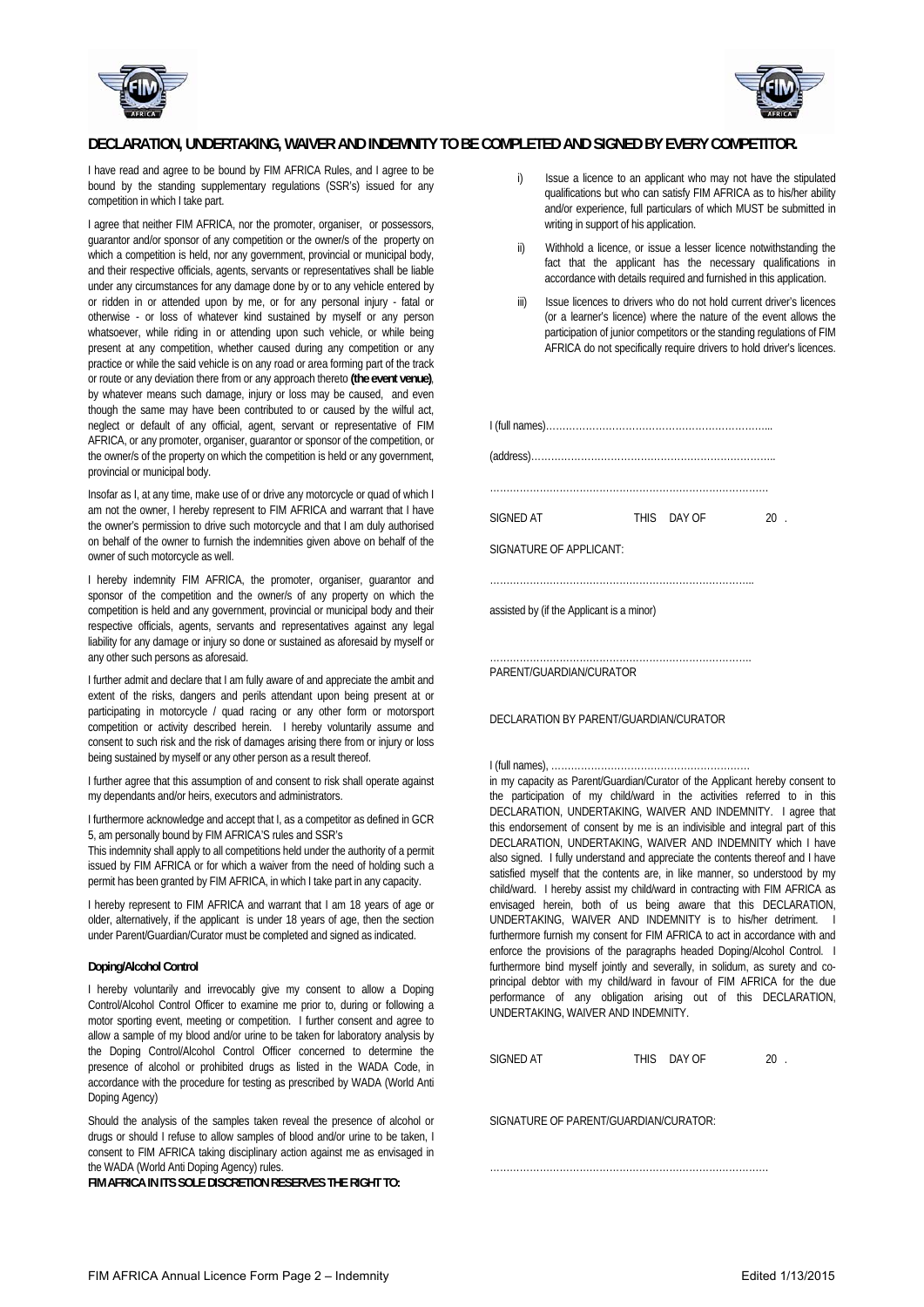## DECLARATION, UNDERTAKING, WAIVER AND INDEMNITY TO BE COMPLETED AND SIGNED BY EVERY COMPETITOR.

I have read and agree to be bound by FIM AFRICA Rules, and I agree to be bound by the standing supplementary regulations (SSR's) issued for any competition in which I take part.

I agree that neither FIM AFRICA, nor the promoter, organiser, or possessors, guarantor and/or sponsor of any competition or the owner/s of the property on which a competition is held, nor any government, provincial or municipal body, and their respective officials, agents, servants or representatives shall be liable under any circumstances for any damage done by or to any vehicle entered by or ridden in or attended upon by me, or for any personal injury - fatal or otherwise - or loss of whatever kind sustained by myself or any person whatsoever, while riding in or attending upon such vehicle, or while being present at any competition, whether caused during any competition or any practice or while the said vehicle is on any road or area forming part of the track or route or any deviation there from or any approach thereto **(the event venue)**, by whatever means such damage, injury or loss may be caused, and even though the same may have been contributed to or caused by the wilful act, neglect or default of any official, agent, servant or representative of FIM AFRICA, or any promoter, organiser, guarantor or sponsor of the competition, or the owner/s of the property on which the competition is held or any government, provincial or municipal body.

Insofar as I, at any time, make use of or drive any motorcycle or quad of which I am not the owner, I hereby represent to FIM AFRICA and warrant that I have the owner's permission to drive such motorcycle and that I am duly authorised on behalf of the owner to furnish the indemnities given above on behalf of the owner of such motorcycle as well.

I hereby indemnity FIM AFRICA, the promoter, organiser, guarantor and sponsor of the competition and the owner/s of any property on which the competition is held and any government, provincial or municipal body and their respective officials, agents, servants and representatives against any legal liability for any damage or injury so done or sustained as aforesaid by myself or any other such persons as aforesaid.

I further admit and declare that I am fully aware of and appreciate the ambit and extent of the risks, dangers and perils attendant upon being present at or participating in motorcycle / quad racing or any other form or motorsport competition or activity described herein. I hereby voluntarily assume and consent to such risk and the risk of damages arising there from or injury or loss being sustained by myself or any other person as a result thereof.

I further agree that this assumption of and consent to risk shall operate against my dependants and/or heirs, executors and administrators.

I furthermore acknowledge and accept that I, as a competitor as defined in GCR 5, am personally bound by FIM AFRICA'S rules and SSR's

This indemnity shall apply to all competitions held under the authority of a permit issued by FIM AFRICA or for which a waiver from the need of holding such a permit has been granted by FIM AFRICA, in which I take part in any capacity.

I hereby represent to FIM AFRICA and warrant that I am 18 years of age or older, alternatively, if the applicant is under 18 years of age, then the section under Parent/Guardian/Curator must be completed and signed as indicated.

### Doping/Alcohol Control

I hereby voluntarily and irrevocably give my consent to allow a Doping Control/Alcohol Control Officer to examine me prior to, during or following a motor sporting event, meeting or competition. I further consent and agree to allow a sample of my blood and/or urine to be taken for laboratory analysis by the Doping Control/Alcohol Control Officer concerned to determine the presence of alcohol or prohibited drugs as listed in the WADA Code, in accordance with the procedure for testing as prescribed by WADA (World Anti Doping Agency)

Should the analysis of the samples taken reveal the presence of alcohol or drugs or should I refuse to allow samples of blood and/or urine to be taken, I consent to FIM AFRICA taking disciplinary action against me as envisaged in the WADA (World Anti Doping Agency) rules.

**FIM AFRICA IN ITS SOLE DISCRETION RESERVES THE RIGHT TO:**

i) Issue a licence to an applicant who may not have the stipulated qualifications but who can satisfy FIM AFRICA as to his/her ability and/or experience, full particulars of which MUST be submitted in writing in support of his application.

ii) Withhold a licence, or issue a lesser licence notwithstanding the fact that the applicant has the necessary qualifications in accordance with details required and furnished in this application.

iii) Issue licences to drivers who do not hold current driver's licences (or a learner's licence) where the nature of the event allows the participation of junior competitors or the standing regulations of FIM AFRICA do not specifically require drivers to hold driver's licences.

I (full names)…………………………………………………………...

(address)………………………………………………………………..

…………………………………………………………………………

SIGNED AT THIS DAY OF 20 .

SIGNATURE OF APPLICANT:

……………………………………………………………………..

assisted by (if the Applicant is a minor)

…………………………………………………………………….
PARENT/GUARDIAN/CURATOR

DECLARATION BY PARENT/GUARDIAN/CURATOR

I (full names), ……………………………………………………

in my capacity as Parent/Guardian/Curator of the Applicant hereby consent to the participation of my child/ward in the activities referred to in this DECLARATION, UNDERTAKING, WAIVER AND INDEMNITY. I agree that this endorsement of consent by me is an indivisible and integral part of this DECLARATION, UNDERTAKING, WAIVER AND INDEMNITY which I have also signed. I fully understand and appreciate the contents thereof and I have satisfied myself that the contents are, in like manner, so understood by my child/ward. I hereby assist my child/ward in contracting with FIM AFRICA as envisaged herein, both of us being aware that this DECLARATION, UNDERTAKING, WAIVER AND INDEMNITY is to his/her detriment. I furthermore furnish my consent for FIM AFRICA to act in accordance with and enforce the provisions of the paragraphs headed Doping/Alcohol Control. I furthermore bind myself jointly and severally, in solidum, as surety and co-principal debtor with my child/ward in favour of FIM AFRICA for the due performance of any obligation arising out of this DECLARATION, UNDERTAKING, WAIVER AND INDEMNITY.

SIGNED AT THIS DAY OF 20 .

SIGNATURE OF PARENT/GUARDIAN/CURATOR:

…………………………………………………………………………